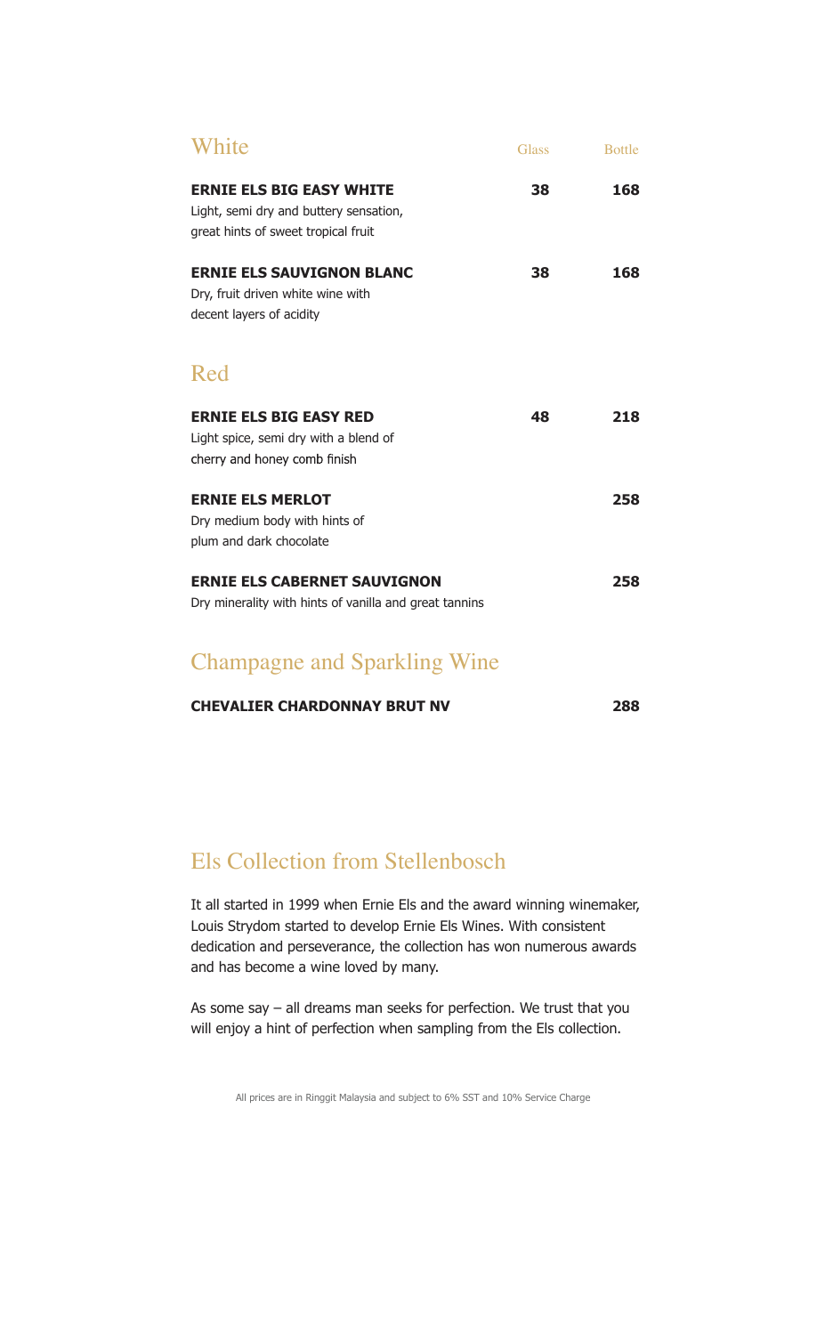## White

| | Glass | Bottle |
|---|---|---|
| **ERNIE ELS BIG EASY WHITE**<br>Light, semi dry and buttery sensation, great hints of sweet tropical fruit | **38** | **168** |
| **ERNIE ELS SAUVIGNON BLANC**<br>Dry, fruit driven white wine with decent layers of acidity | **38** | **168** |

## Red

| | Glass | Bottle |
|---|---|---|
| **ERNIE ELS BIG EASY RED**<br>Light spice, semi dry with a blend of cherry and honey comb finish | **48** | **218** |
| **ERNIE ELS MERLOT**<br>Dry medium body with hints of plum and dark chocolate | | **258** |
| **ERNIE ELS CABERNET SAUVIGNON**<br>Dry minerality with hints of vanilla and great tannins | | **258** |

## Champagne and Sparkling Wine

| | Glass | Bottle |
|---|---|---|
| **CHEVALIER CHARDONNAY BRUT NV** | | **288** |

## Els Collection from Stellenbosch

It all started in 1999 when Ernie Els and the award winning winemaker, Louis Strydom started to develop Ernie Els Wines. With consistent dedication and perseverance, the collection has won numerous awards and has become a wine loved by many.

As some say – all dreams man seeks for perfection. We trust that you will enjoy a hint of perfection when sampling from the Els collection.

All prices are in Ringgit Malaysia and subject to 6% SST and 10% Service Charge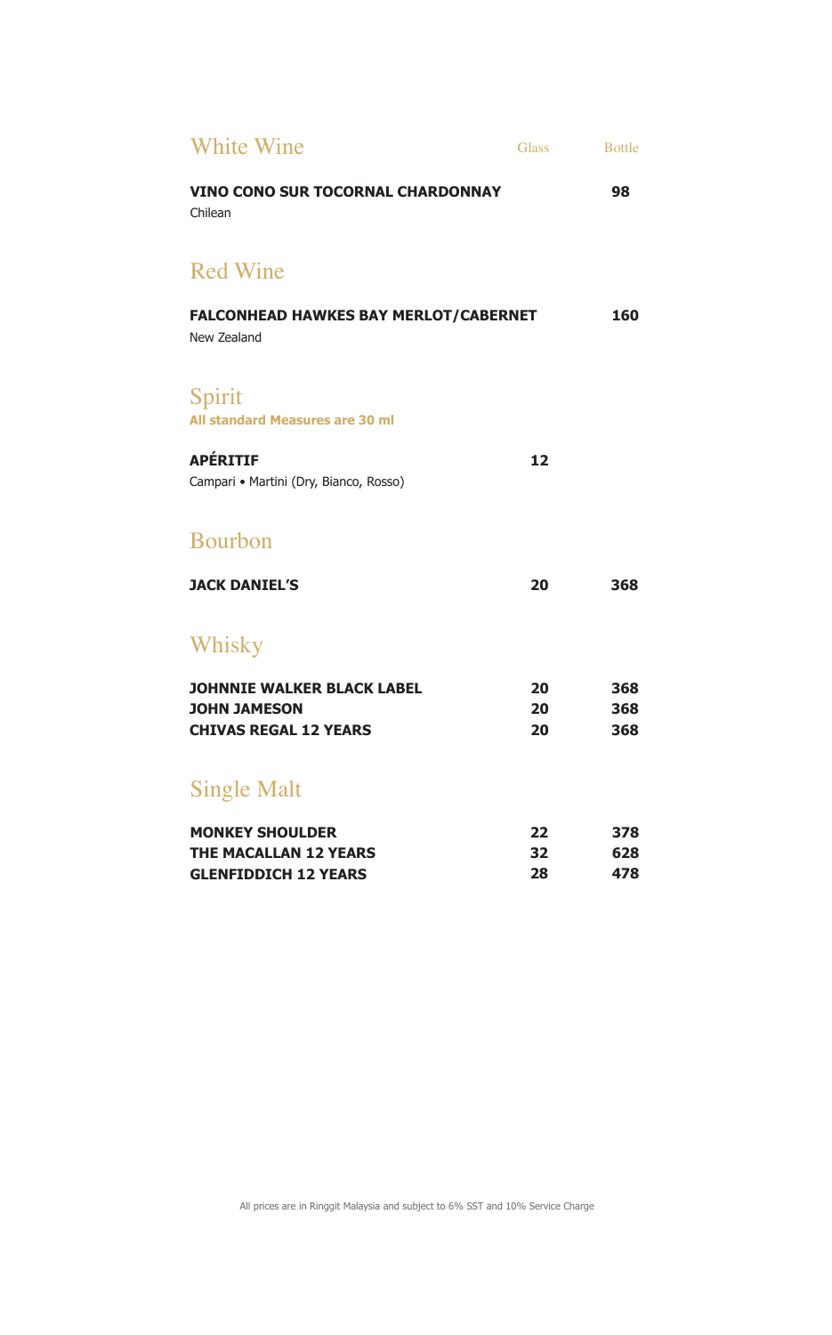## White Wine

| | Glass | Bottle |
|---|---|---|
| **VINO CONO SUR TOCORNAL CHARDONNAY**<br>Chilean | | **98** |

## Red Wine

| | Glass | Bottle |
|---|---|---|
| **FALCONHEAD HAWKES BAY MERLOT/CABERNET**<br>New Zealand | | **160** |

## Spirit

**All standard Measures are 30 ml**

| | Glass | Bottle |
|---|---|---|
| **APÉRITIF**<br>Campari • Martini (Dry, Bianco, Rosso) | **12** | |

## Bourbon

| | Glass | Bottle |
|---|---|---|
| **JACK DANIEL'S** | **20** | **368** |

## Whisky

| | Glass | Bottle |
|---|---|---|
| **JOHNNIE WALKER BLACK LABEL** | **20** | **368** |
| **JOHN JAMESON** | **20** | **368** |
| **CHIVAS REGAL 12 YEARS** | **20** | **368** |

## Single Malt

| | Glass | Bottle |
|---|---|---|
| **MONKEY SHOULDER** | **22** | **378** |
| **THE MACALLAN 12 YEARS** | **32** | **628** |
| **GLENFIDDICH 12 YEARS** | **28** | **478** |

All prices are in Ringgit Malaysia and subject to 6% SST and 10% Service Charge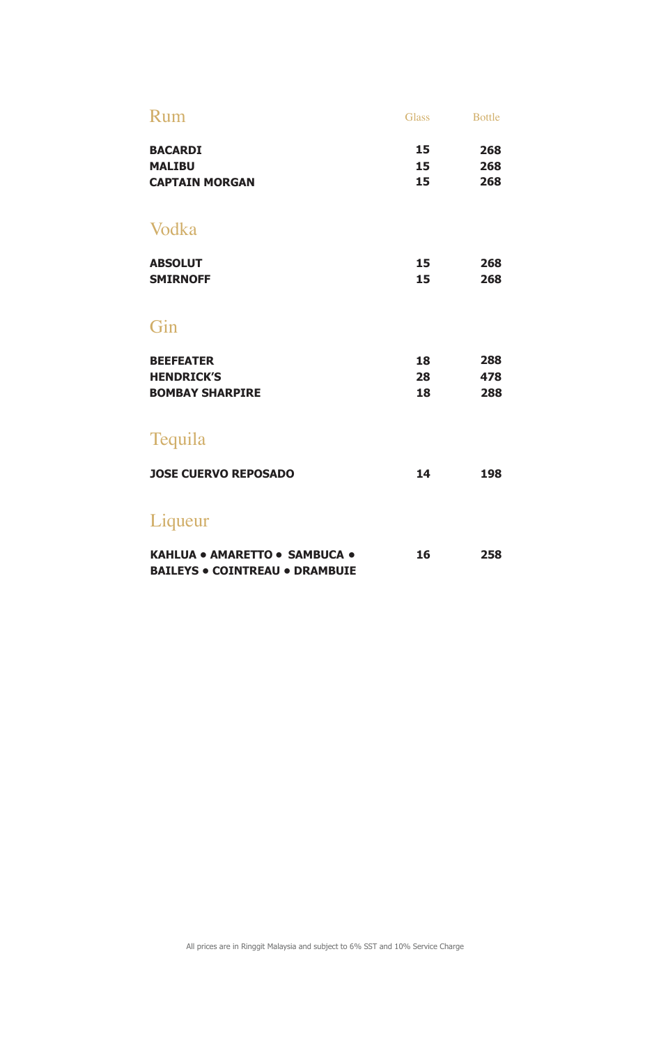## Rum

| | Glass | Bottle |
|---|---|---|
| **BACARDI** | **15** | **268** |
| **MALIBU** | **15** | **268** |
| **CAPTAIN MORGAN** | **15** | **268** |

## Vodka

| | Glass | Bottle |
|---|---|---|
| **ABSOLUT** | **15** | **268** |
| **SMIRNOFF** | **15** | **268** |

## Gin

| | Glass | Bottle |
|---|---|---|
| **BEEFEATER** | **18** | **288** |
| **HENDRICK'S** | **28** | **478** |
| **BOMBAY SHARPIRE** | **18** | **288** |

## Tequila

| | Glass | Bottle |
|---|---|---|
| **JOSE CUERVO REPOSADO** | **14** | **198** |

## Liqueur

| | Glass | Bottle |
|---|---|---|
| **KAHLUA • AMARETTO • SAMBUCA • BAILEYS • COINTREAU • DRAMBUIE** | **16** | **258** |

All prices are in Ringgit Malaysia and subject to 6% SST and 10% Service Charge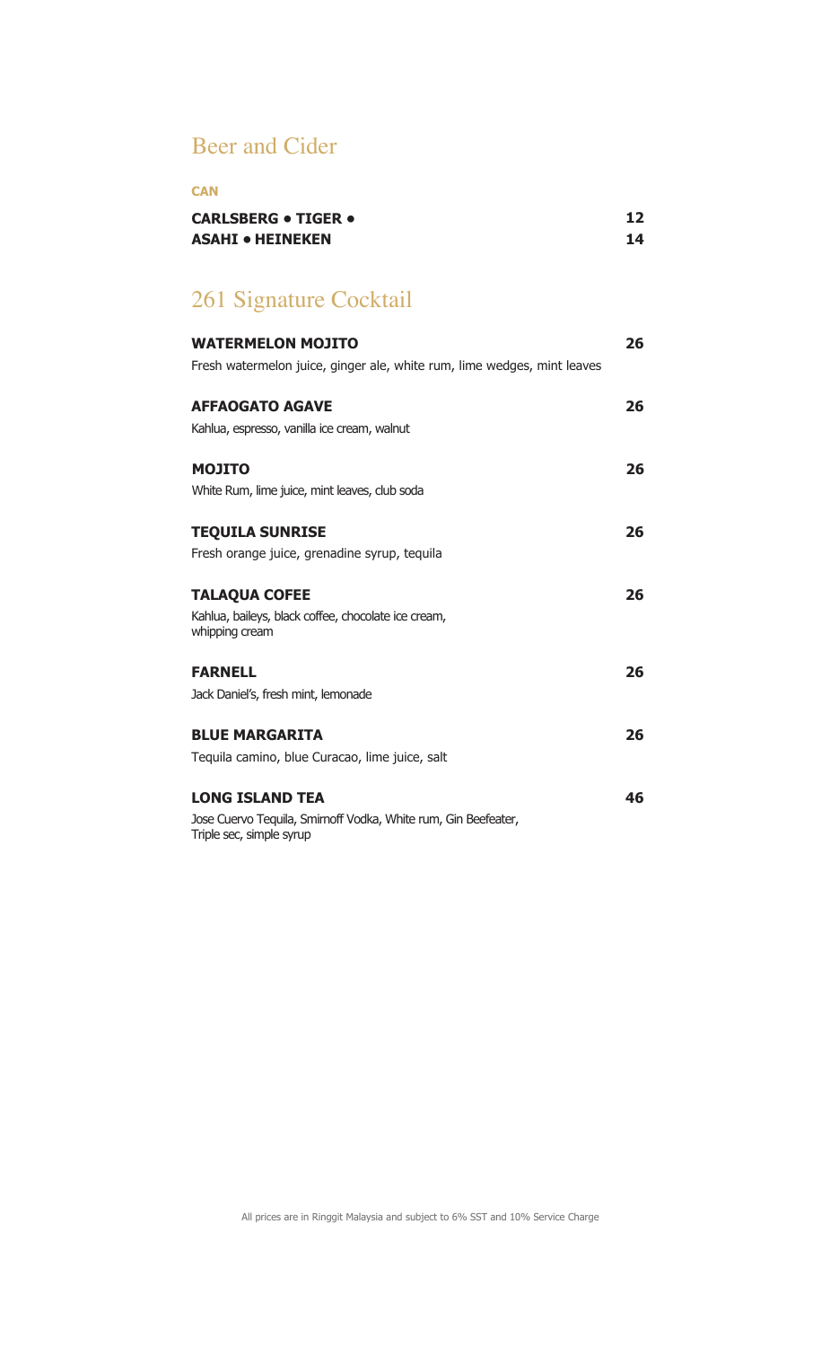## Beer and Cider

**CAN**

**CARLSBERG • TIGER •** **12**
**ASAHI • HEINEKEN** **14**

## 261 Signature Cocktail

**WATERMELON MOJITO** **26**
Fresh watermelon juice, ginger ale, white rum, lime wedges, mint leaves

**AFFAOGATO AGAVE** **26**
Kahlua, espresso, vanilla ice cream, walnut

**MOJITO** **26**
White Rum, lime juice, mint leaves, club soda

**TEQUILA SUNRISE** **26**
Fresh orange juice, grenadine syrup, tequila

**TALAQUA COFEE** **26**
Kahlua, baileys, black coffee, chocolate ice cream,
whipping cream

**FARNELL** **26**
Jack Daniel's, fresh mint, lemonade

**BLUE MARGARITA** **26**
Tequila camino, blue Curacao, lime juice, salt

**LONG ISLAND TEA** **46**
Jose Cuervo Tequila, Smirnoff Vodka, White rum, Gin Beefeater,
Triple sec, simple syrup

All prices are in Ringgit Malaysia and subject to 6% SST and 10% Service Charge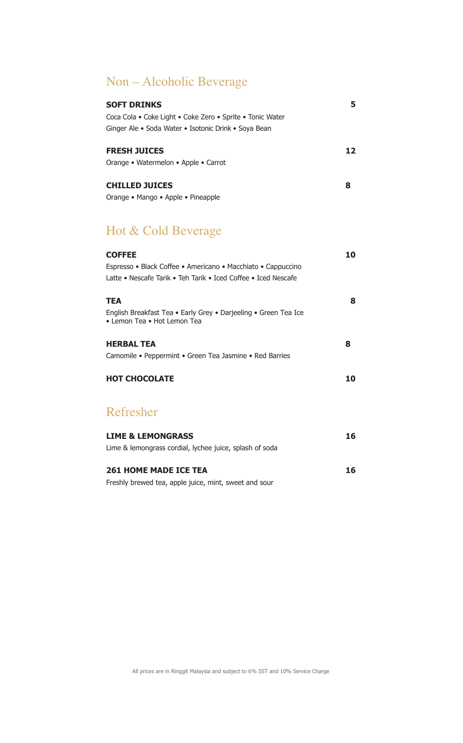# Non – Alcoholic Beverage

**SOFT DRINKS** **5**
Coca Cola • Coke Light • Coke Zero • Sprite • Tonic Water
Ginger Ale • Soda Water • Isotonic Drink • Soya Bean

**FRESH JUICES** **12**
Orange • Watermelon • Apple • Carrot

**CHILLED JUICES** **8**
Orange • Mango • Apple • Pineapple

# Hot & Cold Beverage

**COFFEE** **10**
Espresso • Black Coffee • Americano • Macchiato • Cappuccino
Latte • Nescafe Tarik • Teh Tarik • Iced Coffee • Iced Nescafe

**TEA** **8**
English Breakfast Tea • Early Grey • Darjeeling • Green Tea Ice
• Lemon Tea • Hot Lemon Tea

**HERBAL TEA** **8**
Camomile • Peppermint • Green Tea Jasmine • Red Barries

**HOT CHOCOLATE** **10**

# Refresher

**LIME & LEMONGRASS** **16**
Lime & lemongrass cordial, lychee juice, splash of soda

**261 HOME MADE ICE TEA** **16**
Freshly brewed tea, apple juice, mint, sweet and sour

All prices are in Ringgit Malaysia and subject to 6% SST and 10% Service Charge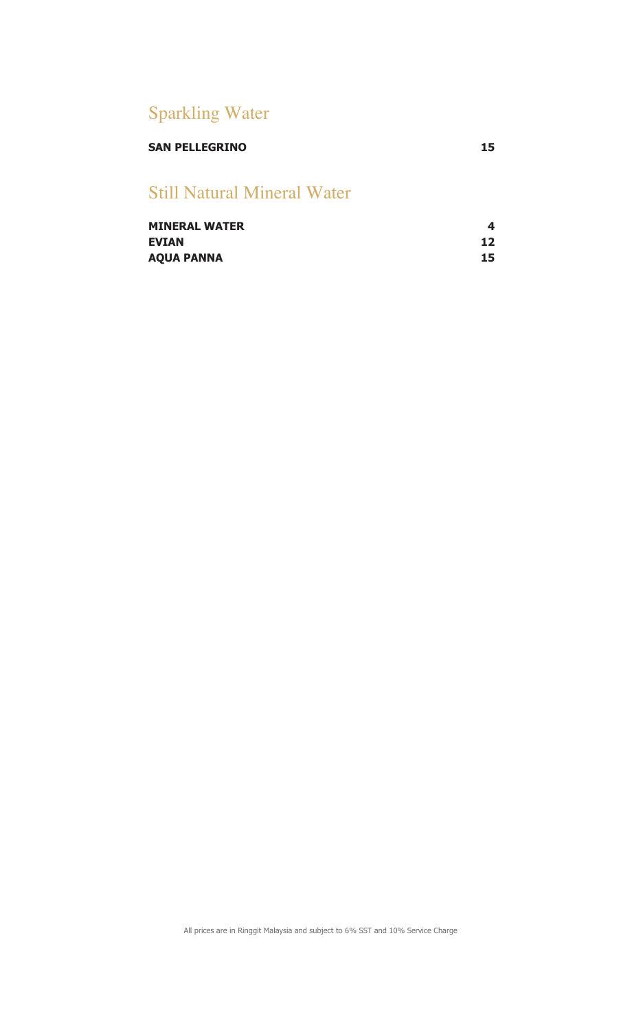## Sparkling Water

| | |
|---|---|
| **SAN PELLEGRINO** | **15** |

## Still Natural Mineral Water

| | |
|---|---|
| **MINERAL WATER** | **4** |
| **EVIAN** | **12** |
| **AQUA PANNA** | **15** |

All prices are in Ringgit Malaysia and subject to 6% SST and 10% Service Charge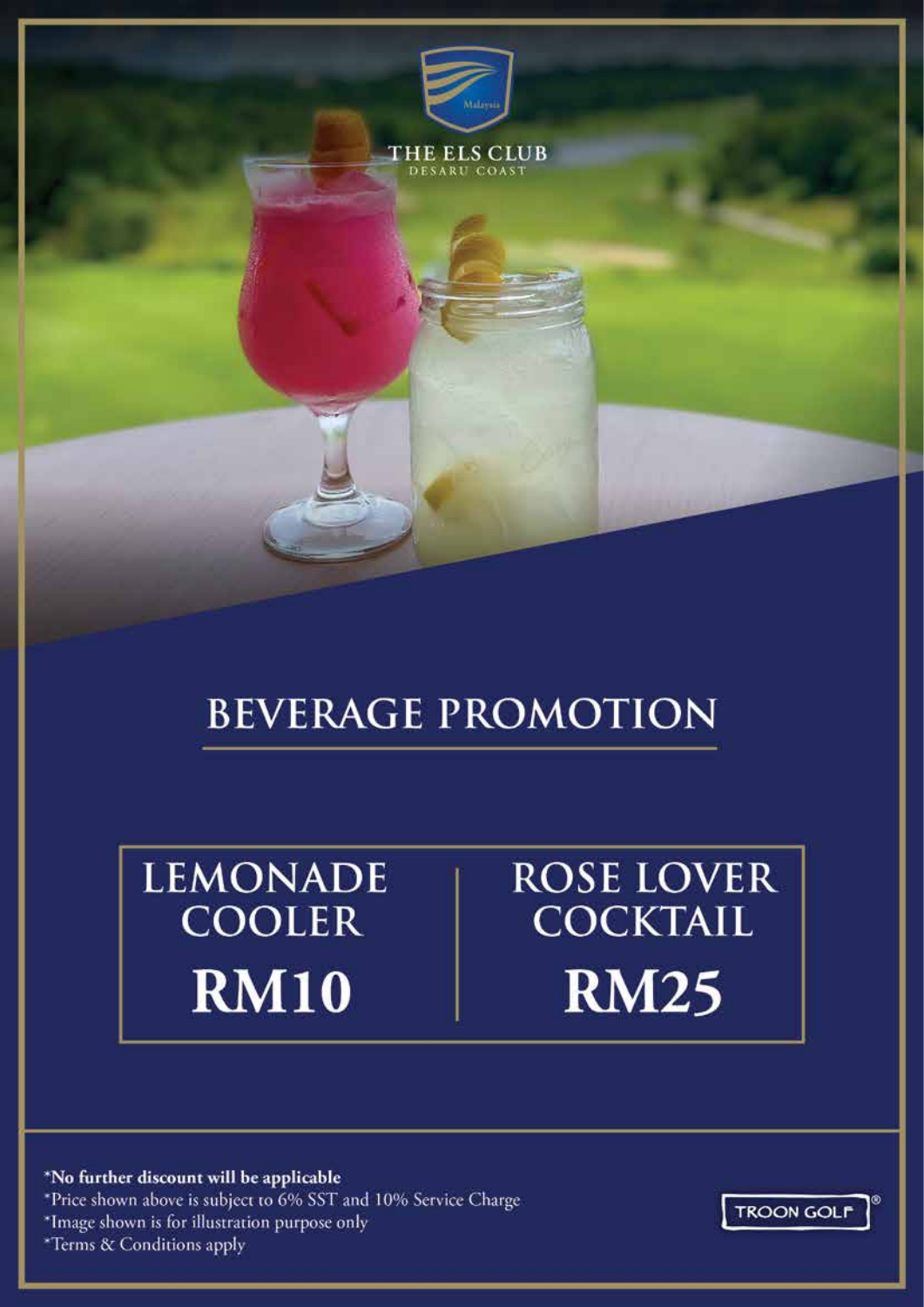THE ELS CLUB
DESARU COAST

# BEVERAGE PROMOTION

| LEMONADE COOLER | ROSE LOVER COCKTAIL |
| --- | --- |
| **RM10** | **RM25** |

**\*No further discount will be applicable**

\*Price shown above is subject to 6% SST and 10% Service Charge

\*Image shown is for illustration purpose only

\*Terms & Conditions apply

TROON GOLF®